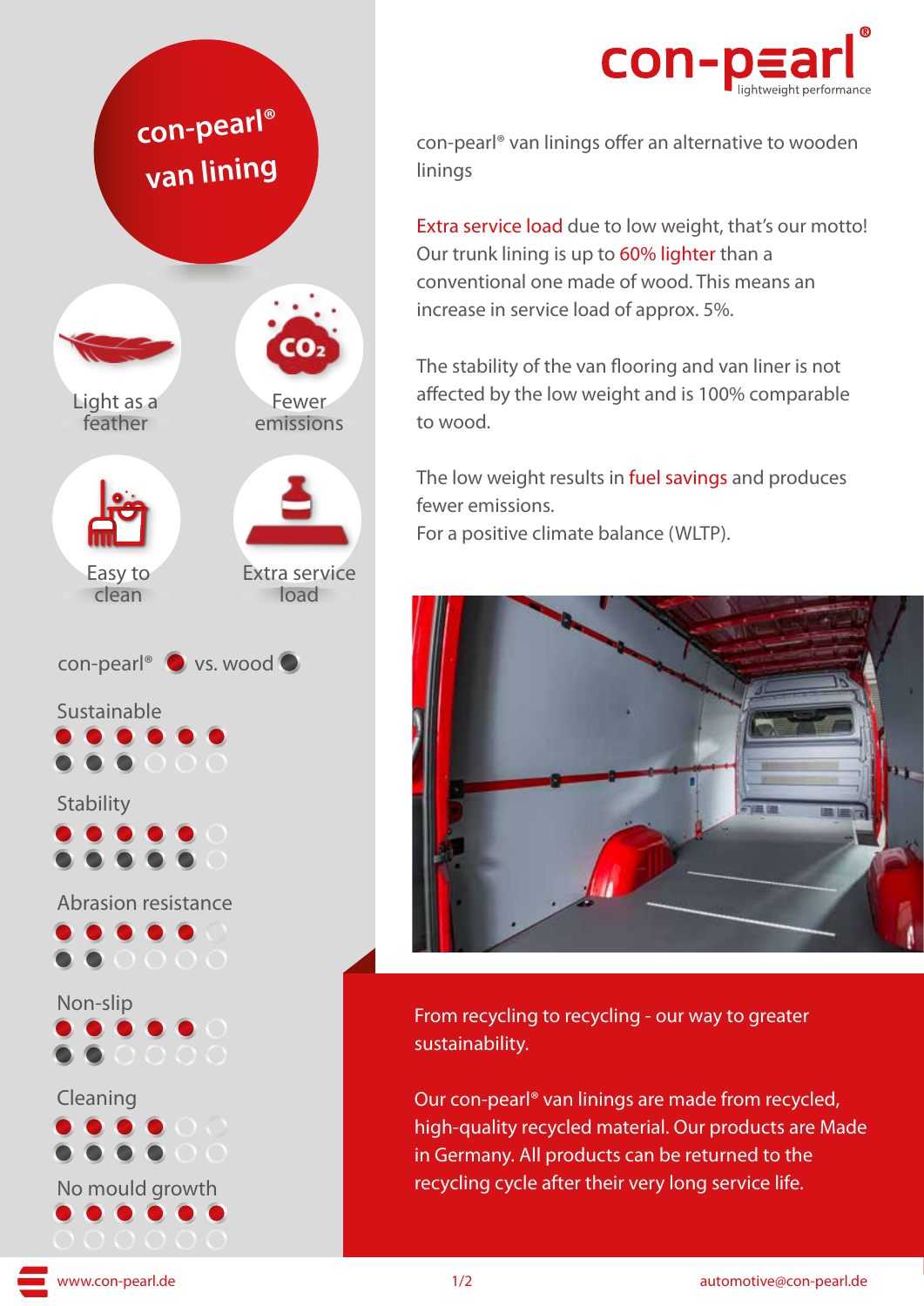# con-pearl® van lining

Light as a feather

Fewer emissions

Easy to clean

Extra service load

con-pearl® vs. wood

| | con-pearl® | wood |
|---|---|---|
| Sustainable | 6/6 | 3/6 |
| Stability | 5/6 | 5/6 |
| Abrasion resistance | 5/6 | 2/6 |
| Non-slip | 5/6 | 2/6 |
| Cleaning | 4/6 | 4/6 |
| No mould growth | 6/6 | 0/6 |

con-pearl® van linings offer an alternative to wooden linings

Extra service load due to low weight, that's our motto! Our trunk lining is up to 60% lighter than a conventional one made of wood. This means an increase in service load of approx. 5%.

The stability of the van flooring and van liner is not affected by the low weight and is 100% comparable to wood.

The low weight results in fuel savings and produces fewer emissions.
For a positive climate balance (WLTP).

From recycling to recycling - our way to greater sustainability.

Our con-pearl® van linings are made from recycled, high-quality recycled material. Our products are Made in Germany. All products can be returned to the recycling cycle after their very long service life.

www.con-pearl.de automotive@con-pearl.de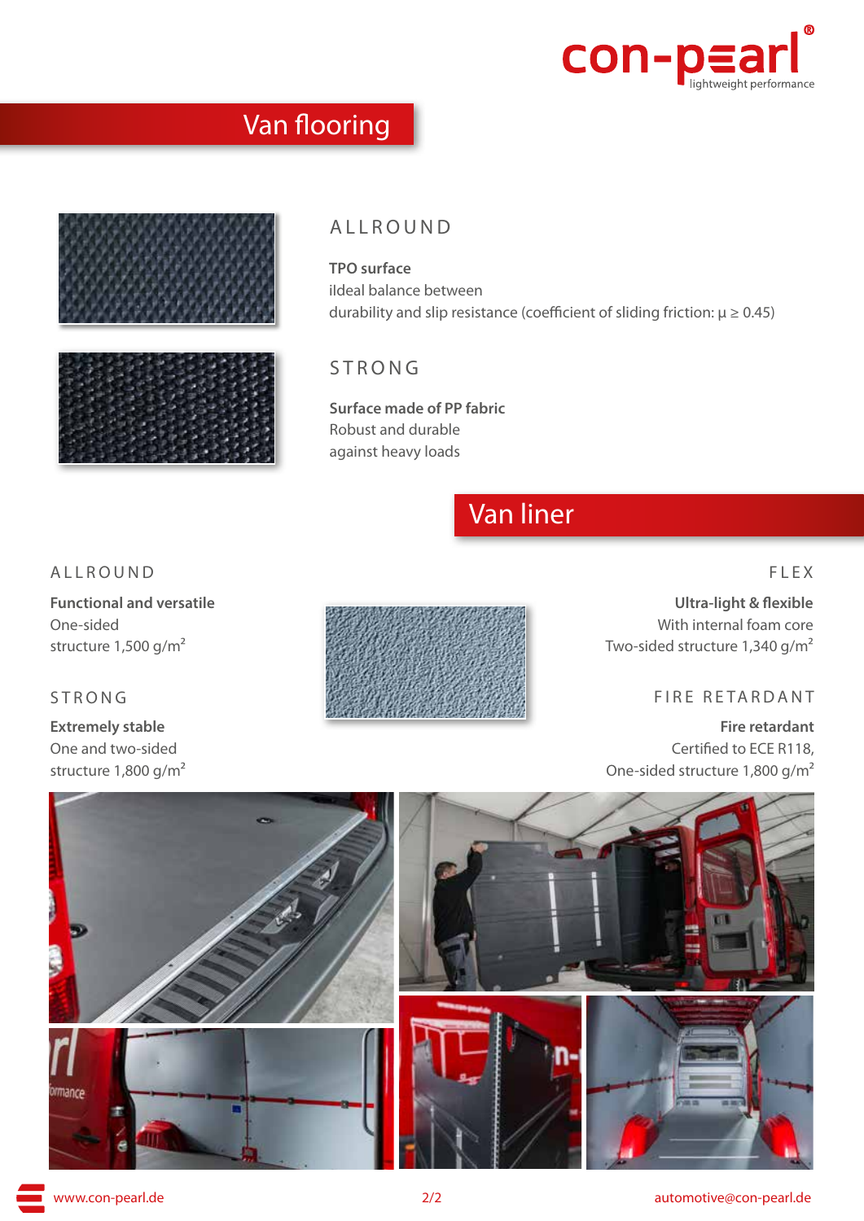## Van flooring

### ALLROUND

**TPO surface**
ildeal balance between
durability and slip resistance (coefficient of sliding friction: $\mu \geq 0.45$)

### STRONG

**Surface made of PP fabric**
Robust and durable
against heavy loads

## Van liner

### ALLROUND

**Functional and versatile**
One-sided
structure 1,500 g/m²

### STRONG

**Extremely stable**
One and two-sided
structure 1,800 g/m²

### FLEX

**Ultra-light & flexible**
With internal foam core
Two-sided structure 1,340 g/m²

### FIRE RETARDANT

**Fire retardant**
Certified to ECE R118,
One-sided structure 1,800 g/m²

www.con-pearl.de

automotive@con-pearl.de